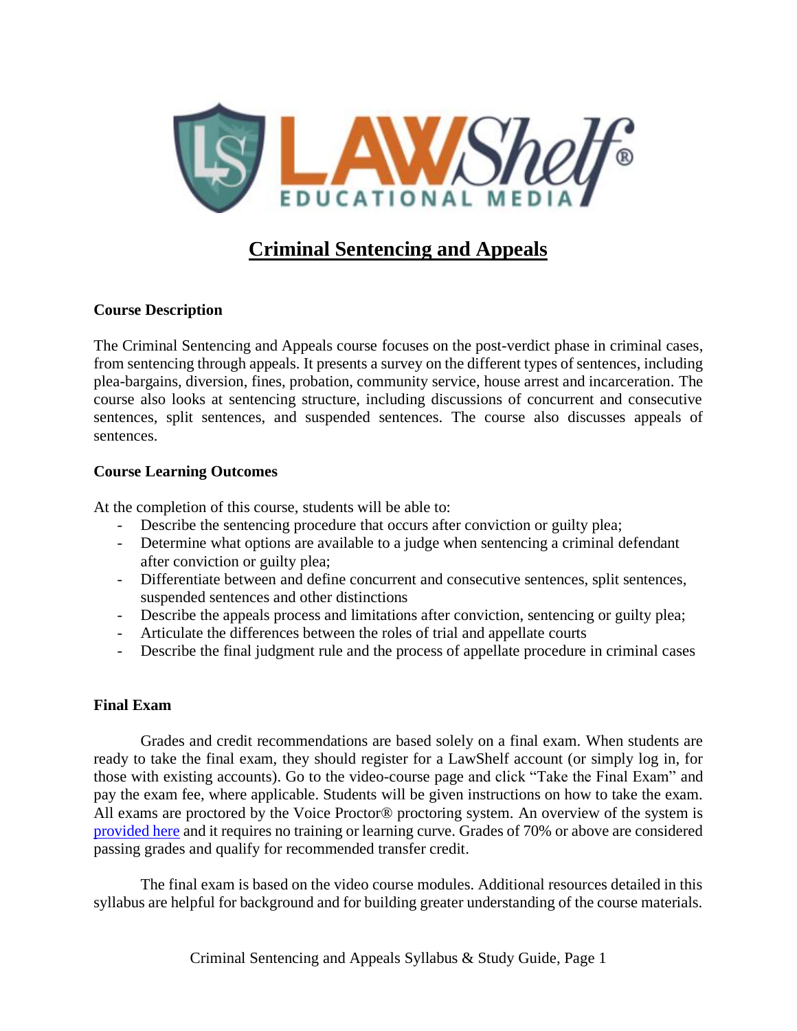# Criminal Sentencing and Appeals

**Course Description**

The Criminal Sentencing and Appeals course focuses on the post-verdict phase in criminal cases, from sentencing through appeals. It presents a survey on the different types of sentences, including plea-bargains, diversion, fines, probation, community service, house arrest and incarceration. The course also looks at sentencing structure, including discussions of concurrent and consecutive sentences, split sentences, and suspended sentences. The course also discusses appeals of sentences.

**Course Learning Outcomes**

At the completion of this course, students will be able to:

- Describe the sentencing procedure that occurs after conviction or guilty plea;
- Determine what options are available to a judge when sentencing a criminal defendant after conviction or guilty plea;
- Differentiate between and define concurrent and consecutive sentences, split sentences, suspended sentences and other distinctions
- Describe the appeals process and limitations after conviction, sentencing or guilty plea;
- Articulate the differences between the roles of trial and appellate courts
- Describe the final judgment rule and the process of appellate procedure in criminal cases

**Final Exam**

Grades and credit recommendations are based solely on a final exam. When students are ready to take the final exam, they should register for a LawShelf account (or simply log in, for those with existing accounts). Go to the video-course page and click "Take the Final Exam" and pay the exam fee, where applicable. Students will be given instructions on how to take the exam. All exams are proctored by the Voice Proctor® proctoring system. An overview of the system is provided here and it requires no training or learning curve. Grades of 70% or above are considered passing grades and qualify for recommended transfer credit.

The final exam is based on the video course modules. Additional resources detailed in this syllabus are helpful for background and for building greater understanding of the course materials.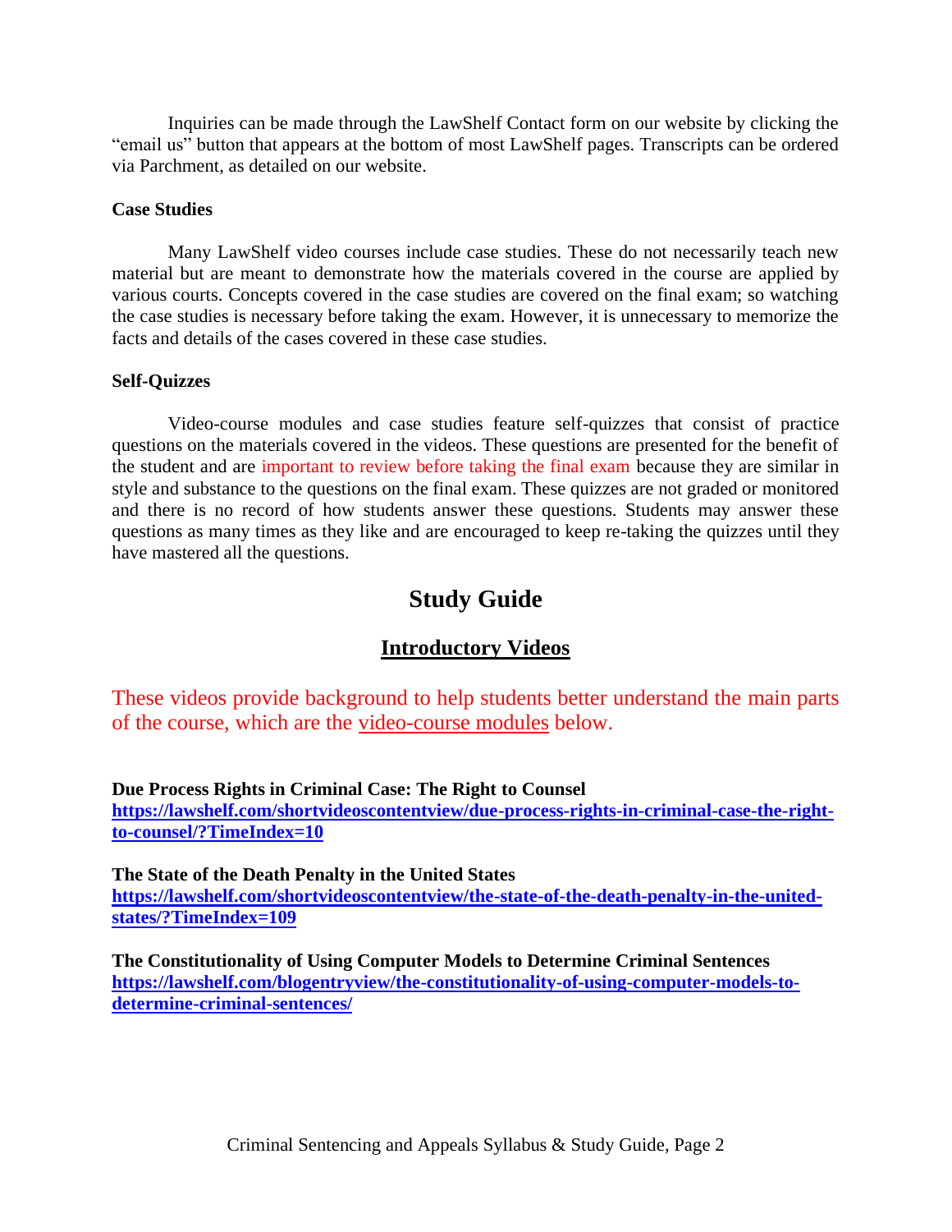Inquiries can be made through the LawShelf Contact form on our website by clicking the "email us" button that appears at the bottom of most LawShelf pages. Transcripts can be ordered via Parchment, as detailed on our website.

**Case Studies**

Many LawShelf video courses include case studies. These do not necessarily teach new material but are meant to demonstrate how the materials covered in the course are applied by various courts. Concepts covered in the case studies are covered on the final exam; so watching the case studies is necessary before taking the exam. However, it is unnecessary to memorize the facts and details of the cases covered in these case studies.

**Self-Quizzes**

Video-course modules and case studies feature self-quizzes that consist of practice questions on the materials covered in the videos. These questions are presented for the benefit of the student and are important to review before taking the final exam because they are similar in style and substance to the questions on the final exam. These quizzes are not graded or monitored and there is no record of how students answer these questions. Students may answer these questions as many times as they like and are encouraged to keep re-taking the quizzes until they have mastered all the questions.

# Study Guide

## Introductory Videos

These videos provide background to help students better understand the main parts of the course, which are the video-course modules below.

**Due Process Rights in Criminal Case: The Right to Counsel**
**https://lawshelf.com/shortvideoscontentview/due-process-rights-in-criminal-case-the-right-to-counsel/?TimeIndex=10**

**The State of the Death Penalty in the United States**
**https://lawshelf.com/shortvideoscontentview/the-state-of-the-death-penalty-in-the-united-states/?TimeIndex=109**

**The Constitutionality of Using Computer Models to Determine Criminal Sentences**
**https://lawshelf.com/blogentryview/the-constitutionality-of-using-computer-models-to-determine-criminal-sentences/**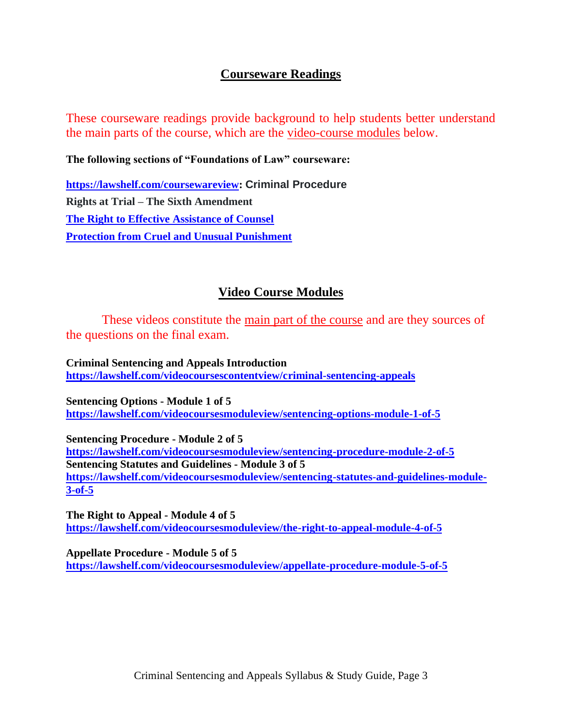## Courseware Readings

These courseware readings provide background to help students better understand the main parts of the course, which are the video-course modules below.

**The following sections of "Foundations of Law" courseware:**

**https://lawshelf.com/coursewareview: Criminal Procedure**

**Rights at Trial – The Sixth Amendment**

**The Right to Effective Assistance of Counsel**

**Protection from Cruel and Unusual Punishment**

## Video Course Modules

These videos constitute the main part of the course and are they sources of the questions on the final exam.

**Criminal Sentencing and Appeals Introduction**
**https://lawshelf.com/videocoursescontentview/criminal-sentencing-appeals**

**Sentencing Options - Module 1 of 5**
**https://lawshelf.com/videocoursesmoduleview/sentencing-options-module-1-of-5**

**Sentencing Procedure - Module 2 of 5**
**https://lawshelf.com/videocoursesmoduleview/sentencing-procedure-module-2-of-5**

**Sentencing Statutes and Guidelines - Module 3 of 5**
**https://lawshelf.com/videocoursesmoduleview/sentencing-statutes-and-guidelines-module-3-of-5**

**The Right to Appeal - Module 4 of 5**
**https://lawshelf.com/videocoursesmoduleview/the-right-to-appeal-module-4-of-5**

**Appellate Procedure - Module 5 of 5**
**https://lawshelf.com/videocoursesmoduleview/appellate-procedure-module-5-of-5**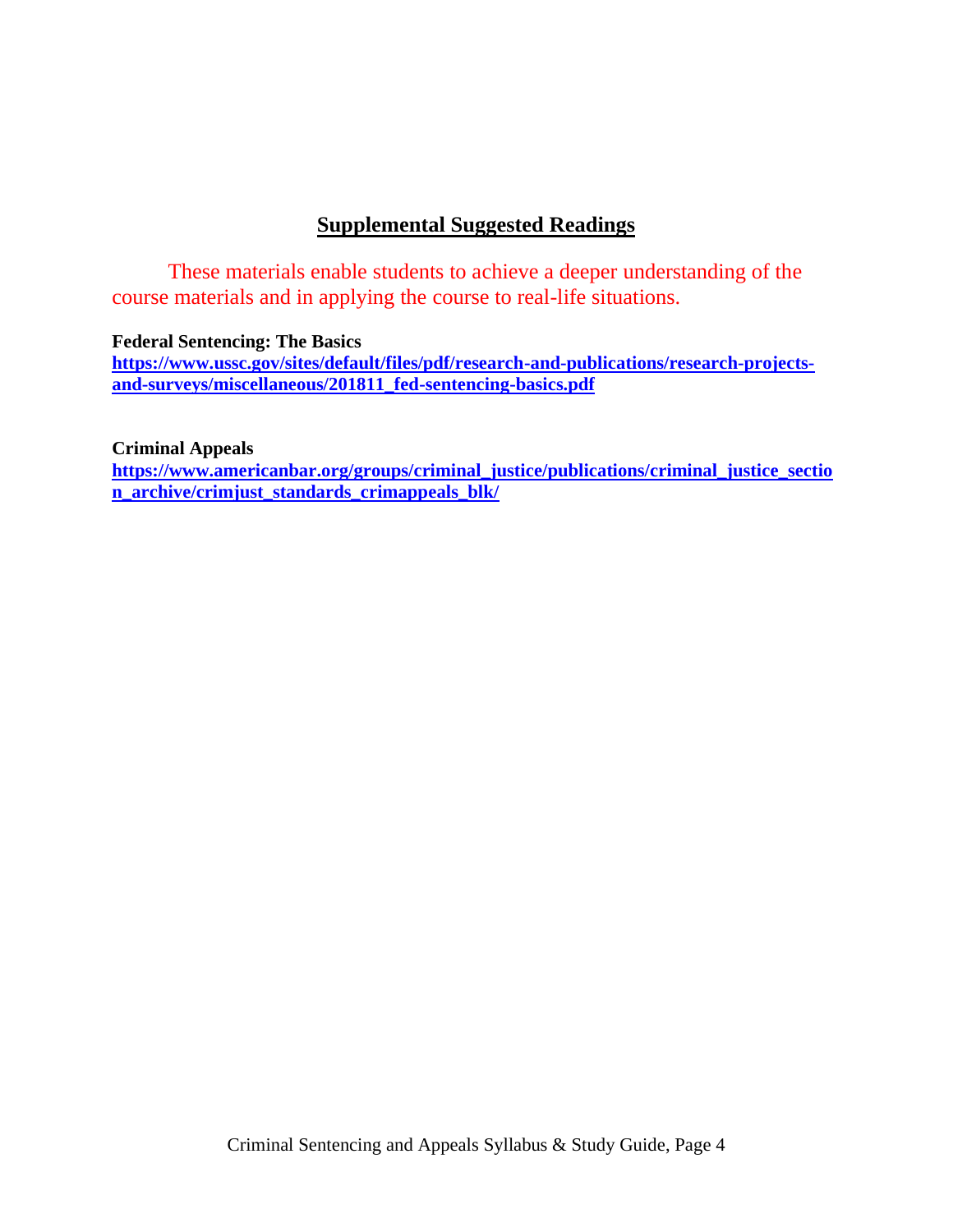## Supplemental Suggested Readings

These materials enable students to achieve a deeper understanding of the course materials and in applying the course to real-life situations.

**Federal Sentencing: The Basics**
**https://www.ussc.gov/sites/default/files/pdf/research-and-publications/research-projects-and-surveys/miscellaneous/201811_fed-sentencing-basics.pdf**

**Criminal Appeals**
**https://www.americanbar.org/groups/criminal_justice/publications/criminal_justice_section_archive/crimjust_standards_crimappeals_blk/**